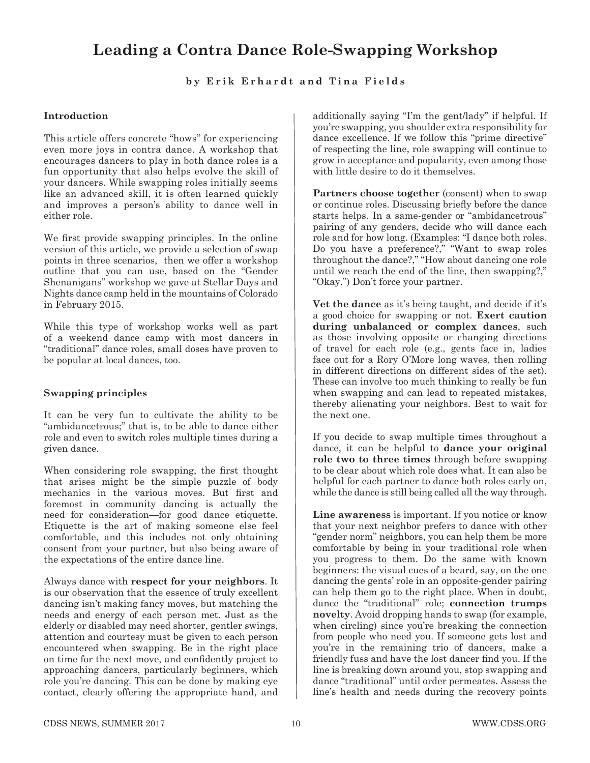# Leading a Contra Dance Role-Swapping Workshop

**by Erik Erhardt and Tina Fields**

### Introduction

This article offers concrete "hows" for experiencing even more joys in contra dance. A workshop that encourages dancers to play in both dance roles is a fun opportunity that also helps evolve the skill of your dancers. While swapping roles initially seems like an advanced skill, it is often learned quickly and improves a person's ability to dance well in either role.

We first provide swapping principles. In the online version of this article, we provide a selection of swap points in three scenarios, then we offer a workshop outline that you can use, based on the "Gender Shenanigans" workshop we gave at Stellar Days and Nights dance camp held in the mountains of Colorado in February 2015.

While this type of workshop works well as part of a weekend dance camp with most dancers in "traditional" dance roles, small doses have proven to be popular at local dances, too.

### Swapping principles

It can be very fun to cultivate the ability to be "ambidancetrous;" that is, to be able to dance either role and even to switch roles multiple times during a given dance.

When considering role swapping, the first thought that arises might be the simple puzzle of body mechanics in the various moves. But first and foremost in community dancing is actually the need for consideration—for good dance etiquette. Etiquette is the art of making someone else feel comfortable, and this includes not only obtaining consent from your partner, but also being aware of the expectations of the entire dance line.

Always dance with **respect for your neighbors**. It is our observation that the essence of truly excellent dancing isn't making fancy moves, but matching the needs and energy of each person met. Just as the elderly or disabled may need shorter, gentler swings, attention and courtesy must be given to each person encountered when swapping. Be in the right place on time for the next move, and confidently project to approaching dancers, particularly beginners, which role you're dancing. This can be done by making eye contact, clearly offering the appropriate hand, and additionally saying "I'm the gent/lady" if helpful. If you're swapping, you shoulder extra responsibility for dance excellence. If we follow this "prime directive" of respecting the line, role swapping will continue to grow in acceptance and popularity, even among those with little desire to do it themselves.

**Partners choose together** (consent) when to swap or continue roles. Discussing briefly before the dance starts helps. In a same-gender or "ambidancetrous" pairing of any genders, decide who will dance each role and for how long. (Examples: "I dance both roles. Do you have a preference?," "Want to swap roles throughout the dance?," "How about dancing one role until we reach the end of the line, then swapping?," "Okay.") Don't force your partner.

**Vet the dance** as it's being taught, and decide if it's a good choice for swapping or not. **Exert caution during unbalanced or complex dances**, such as those involving opposite or changing directions of travel for each role (e.g., gents face in, ladies face out for a Rory O'More long waves, then rolling in different directions on different sides of the set). These can involve too much thinking to really be fun when swapping and can lead to repeated mistakes, thereby alienating your neighbors. Best to wait for the next one.

If you decide to swap multiple times throughout a dance, it can be helpful to **dance your original role two to three times** through before swapping to be clear about which role does what. It can also be helpful for each partner to dance both roles early on, while the dance is still being called all the way through.

**Line awareness** is important. If you notice or know that your next neighbor prefers to dance with other "gender norm" neighbors, you can help them be more comfortable by being in your traditional role when you progress to them. Do the same with known beginners: the visual cues of a beard, say, on the one dancing the gents' role in an opposite-gender pairing can help them go to the right place. When in doubt, dance the "traditional" role; **connection trumps novelty**. Avoid dropping hands to swap (for example, when circling) since you're breaking the connection from people who need you. If someone gets lost and you're in the remaining trio of dancers, make a friendly fuss and have the lost dancer find you. If the line is breaking down around you, stop swapping and dance "traditional" until order permeates. Assess the line's health and needs during the recovery points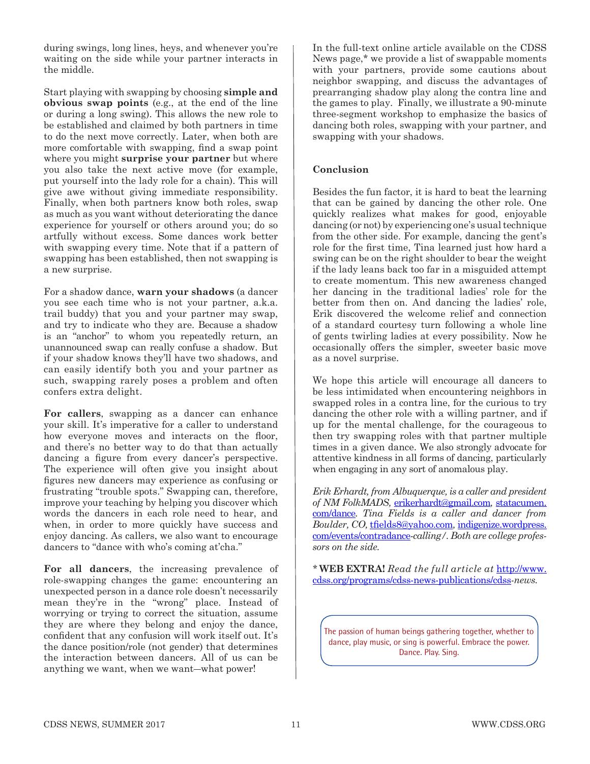during swings, long lines, heys, and whenever you're waiting on the side while your partner interacts in the middle.

Start playing with swapping by choosing **simple and obvious swap points** (e.g., at the end of the line or during a long swing). This allows the new role to be established and claimed by both partners in time to do the next move correctly. Later, when both are more comfortable with swapping, find a swap point where you might **surprise your partner** but where you also take the next active move (for example, put yourself into the lady role for a chain). This will give awe without giving immediate responsibility. Finally, when both partners know both roles, swap as much as you want without deteriorating the dance experience for yourself or others around you; do so artfully without excess. Some dances work better with swapping every time. Note that if a pattern of swapping has been established, then not swapping is a new surprise.

For a shadow dance, **warn your shadows** (a dancer you see each time who is not your partner, a.k.a. trail buddy) that you and your partner may swap, and try to indicate who they are. Because a shadow is an "anchor" to whom you repeatedly return, an unannounced swap can really confuse a shadow. But if your shadow knows they'll have two shadows, and can easily identify both you and your partner as such, swapping rarely poses a problem and often confers extra delight.

**For callers**, swapping as a dancer can enhance your skill. It's imperative for a caller to understand how everyone moves and interacts on the floor, and there's no better way to do that than actually dancing a figure from every dancer's perspective. The experience will often give you insight about figures new dancers may experience as confusing or frustrating "trouble spots." Swapping can, therefore, improve your teaching by helping you discover which words the dancers in each role need to hear, and when, in order to more quickly have success and enjoy dancing. As callers, we also want to encourage dancers to "dance with who's coming at'cha."

**For all dancers**, the increasing prevalence of role-swapping changes the game: encountering an unexpected person in a dance role doesn't necessarily mean they're in the "wrong" place. Instead of worrying or trying to correct the situation, assume they are where they belong and enjoy the dance, confident that any confusion will work itself out. It's the dance position/role (not gender) that determines the interaction between dancers. All of us can be anything we want, when we want—what power!

In the full-text online article available on the CDSS News page,* we provide a list of swappable moments with your partners, provide some cautions about neighbor swapping, and discuss the advantages of prearranging shadow play along the contra line and the games to play. Finally, we illustrate a 90-minute three-segment workshop to emphasize the basics of dancing both roles, swapping with your partner, and swapping with your shadows.

### Conclusion

Besides the fun factor, it is hard to beat the learning that can be gained by dancing the other role. One quickly realizes what makes for good, enjoyable dancing (or not) by experiencing one's usual technique from the other side. For example, dancing the gent's role for the first time, Tina learned just how hard a swing can be on the right shoulder to bear the weight if the lady leans back too far in a misguided attempt to create momentum. This new awareness changed her dancing in the traditional ladies' role for the better from then on. And dancing the ladies' role, Erik discovered the welcome relief and connection of a standard courtesy turn following a whole line of gents twirling ladies at every possibility. Now he occasionally offers the simpler, sweeter basic move as a novel surprise.

We hope this article will encourage all dancers to be less intimidated when encountering neighbors in swapped roles in a contra line, for the curious to try dancing the other role with a willing partner, and if up for the mental challenge, for the courageous to then try swapping roles with that partner multiple times in a given dance. We also strongly advocate for attentive kindness in all forms of dancing, particularly when engaging in any sort of anomalous play.

*Erik Erhardt, from Albuquerque, is a caller and president of NM FolkMADS,* erikerhardt@gmail.com, statacumen.com/dance. *Tina Fields is a caller and dancer from Boulder, CO,* tfields8@yahoo.com, indigenize.wordpress.com/events/contradance-calling/. *Both are college professors on the side.*

**\* WEB EXTRA!** *Read the full article at* http://www.cdss.org/programs/cdss-news-publications/cdss-news.

The passion of human beings gathering together, whether to dance, play music, or sing is powerful. Embrace the power. Dance. Play. Sing.